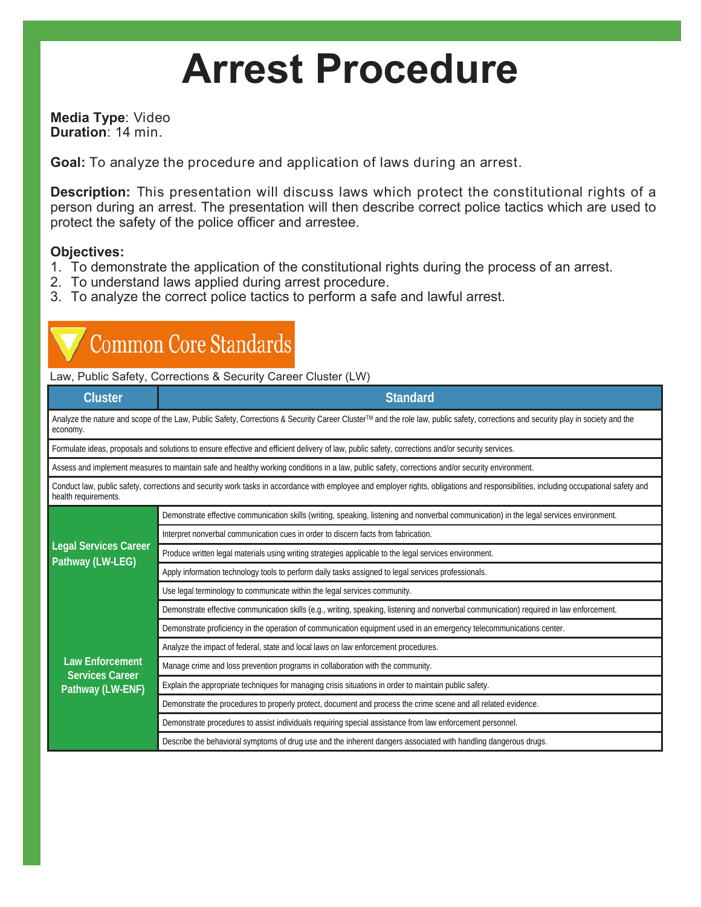# Arrest Procedure

**Media Type**: Video
**Duration**: 14 min.

**Goal:** To analyze the procedure and application of laws during an arrest.

**Description:** This presentation will discuss laws which protect the constitutional rights of a person during an arrest. The presentation will then describe correct police tactics which are used to protect the safety of the police officer and arrestee.

**Objectives:**

1. To demonstrate the application of the constitutional rights during the process of an arrest.
2. To understand laws applied during arrest procedure.
3. To analyze the correct police tactics to perform a safe and lawful arrest.

## Common Core Standards

Law, Public Safety, Corrections & Security Career Cluster (LW)

| Cluster | Standard |
|---|---|
| Analyze the nature and scope of the Law, Public Safety, Corrections & Security Career Cluster™ and the role law, public safety, corrections and security play in society and the economy. | |
| Formulate ideas, proposals and solutions to ensure effective and efficient delivery of law, public safety, corrections and/or security services. | |
| Assess and implement measures to maintain safe and healthy working conditions in a law, public safety, corrections and/or security environment. | |
| Conduct law, public safety, corrections and security work tasks in accordance with employee and employer rights, obligations and responsibilities, including occupational safety and health requirements. | |
| Legal Services Career Pathway (LW-LEG) | Demonstrate effective communication skills (writing, speaking, listening and nonverbal communication) in the legal services environment. |
| | Interpret nonverbal communication cues in order to discern facts from fabrication. |
| | Produce written legal materials using writing strategies applicable to the legal services environment. |
| | Apply information technology tools to perform daily tasks assigned to legal services professionals. |
| | Use legal terminology to communicate within the legal services community. |
| Law Enforcement Services Career Pathway (LW-ENF) | Demonstrate effective communication skills (e.g., writing, speaking, listening and nonverbal communication) required in law enforcement. |
| | Demonstrate proficiency in the operation of communication equipment used in an emergency telecommunications center. |
| | Analyze the impact of federal, state and local laws on law enforcement procedures. |
| | Manage crime and loss prevention programs in collaboration with the community. |
| | Explain the appropriate techniques for managing crisis situations in order to maintain public safety. |
| | Demonstrate the procedures to properly protect, document and process the crime scene and all related evidence. |
| | Demonstrate procedures to assist individuals requiring special assistance from law enforcement personnel. |
| | Describe the behavioral symptoms of drug use and the inherent dangers associated with handling dangerous drugs. |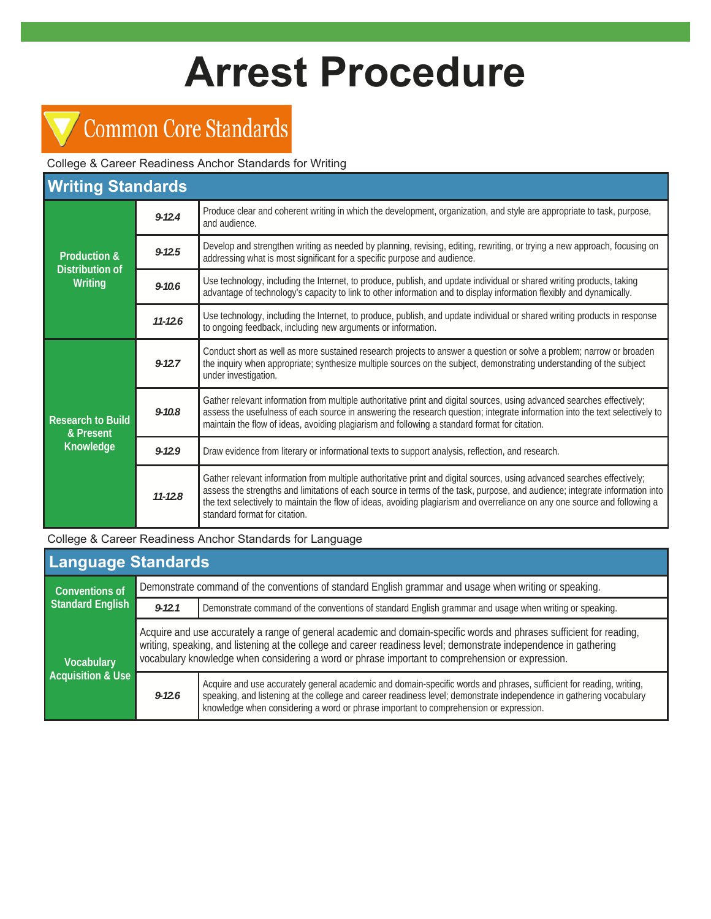# Arrest Procedure

## Common Core Standards

College & Career Readiness Anchor Standards for Writing

| Writing Standards | | |
|---|---|---|
| Production & Distribution of Writing | 9-12.4 | Produce clear and coherent writing in which the development, organization, and style are appropriate to task, purpose, and audience. |
| | 9-12.5 | Develop and strengthen writing as needed by planning, revising, editing, rewriting, or trying a new approach, focusing on addressing what is most significant for a specific purpose and audience. |
| | 9-10.6 | Use technology, including the Internet, to produce, publish, and update individual or shared writing products, taking advantage of technology's capacity to link to other information and to display information flexibly and dynamically. |
| | 11-12.6 | Use technology, including the Internet, to produce, publish, and update individual or shared writing products in response to ongoing feedback, including new arguments or information. |
| Research to Build & Present Knowledge | 9-12.7 | Conduct short as well as more sustained research projects to answer a question or solve a problem; narrow or broaden the inquiry when appropriate; synthesize multiple sources on the subject, demonstrating understanding of the subject under investigation. |
| | 9-10.8 | Gather relevant information from multiple authoritative print and digital sources, using advanced searches effectively; assess the usefulness of each source in answering the research question; integrate information into the text selectively to maintain the flow of ideas, avoiding plagiarism and following a standard format for citation. |
| | 9-12.9 | Draw evidence from literary or informational texts to support analysis, reflection, and research. |
| | 11-12.8 | Gather relevant information from multiple authoritative print and digital sources, using advanced searches effectively; assess the strengths and limitations of each source in terms of the task, purpose, and audience; integrate information into the text selectively to maintain the flow of ideas, avoiding plagiarism and overreliance on any one source and following a standard format for citation. |

College & Career Readiness Anchor Standards for Language

| Language Standards | | |
|---|---|---|
| Conventions of Standard English | Demonstrate command of the conventions of standard English grammar and usage when writing or speaking. | |
| | 9-12.1 | Demonstrate command of the conventions of standard English grammar and usage when writing or speaking. |
| Vocabulary Acquisition & Use | Acquire and use accurately a range of general academic and domain-specific words and phrases sufficient for reading, writing, speaking, and listening at the college and career readiness level; demonstrate independence in gathering vocabulary knowledge when considering a word or phrase important to comprehension or expression. | |
| | 9-12.6 | Acquire and use accurately general academic and domain-specific words and phrases, sufficient for reading, writing, speaking, and listening at the college and career readiness level; demonstrate independence in gathering vocabulary knowledge when considering a word or phrase important to comprehension or expression. |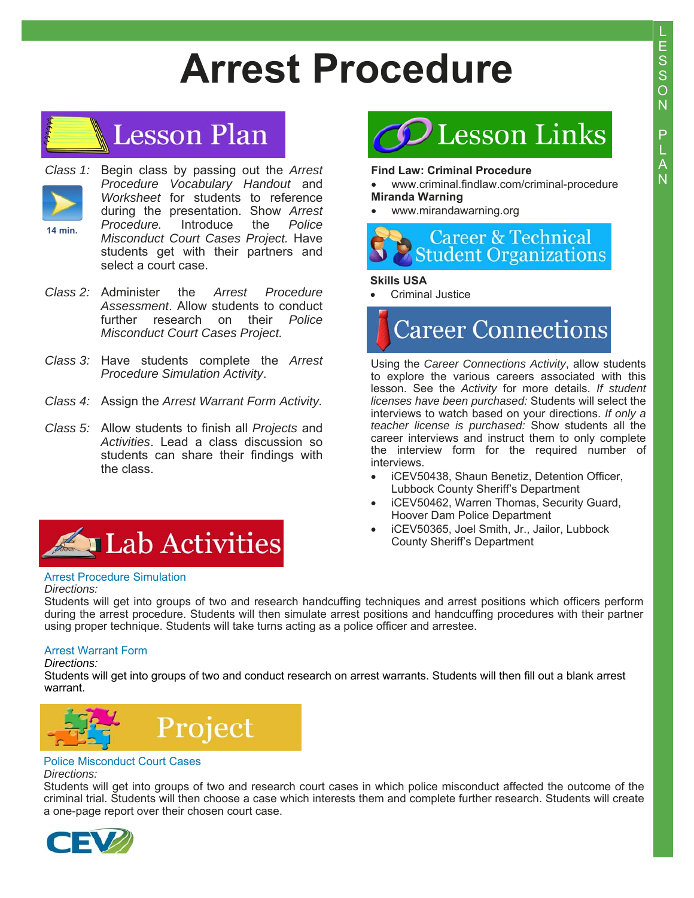# Arrest Procedure

## Lesson Plan

*Class 1:* Begin class by passing out the *Arrest Procedure Vocabulary Handout* and *Worksheet* for students to reference during the presentation. Show *Arrest Procedure.* Introduce the *Police Misconduct Court Cases Project.* Have students get with their partners and select a court case.

14 min.

*Class 2:* Administer the *Arrest Procedure Assessment*. Allow students to conduct further research on their *Police Misconduct Court Cases Project.*

*Class 3:* Have students complete the *Arrest Procedure Simulation Activity*.

*Class 4:* Assign the *Arrest Warrant Form Activity.*

*Class 5:* Allow students to finish all *Projects* and *Activities*. Lead a class discussion so students can share their findings with the class.

## Lesson Links

**Find Law: Criminal Procedure**

- www.criminal.findlaw.com/criminal-procedure

**Miranda Warning**

- www.mirandawarning.org

## Career & Technical Student Organizations

**Skills USA**

- Criminal Justice

## Career Connections

Using the *Career Connections Activity*, allow students to explore the various careers associated with this lesson. See the *Activity* for more details. *If student licenses have been purchased:* Students will select the interviews to watch based on your directions. *If only a teacher license is purchased:* Show students all the career interviews and instruct them to only complete the interview form for the required number of interviews.

- iCEV50438, Shaun Benetiz, Detention Officer, Lubbock County Sheriff's Department
- iCEV50462, Warren Thomas, Security Guard, Hoover Dam Police Department
- iCEV50365, Joel Smith, Jr., Jailor, Lubbock County Sheriff's Department

## Lab Activities

### Arrest Procedure Simulation

*Directions:*

Students will get into groups of two and research handcuffing techniques and arrest positions which officers perform during the arrest procedure. Students will then simulate arrest positions and handcuffing procedures with their partner using proper technique. Students will take turns acting as a police officer and arrestee.

### Arrest Warrant Form

*Directions:*

Students will get into groups of two and conduct research on arrest warrants. Students will then fill out a blank arrest warrant.

## Project

### Police Misconduct Court Cases

*Directions:*

Students will get into groups of two and research court cases in which police misconduct affected the outcome of the criminal trial. Students will then choose a case which interests them and complete further research. Students will create a one-page report over their chosen court case.